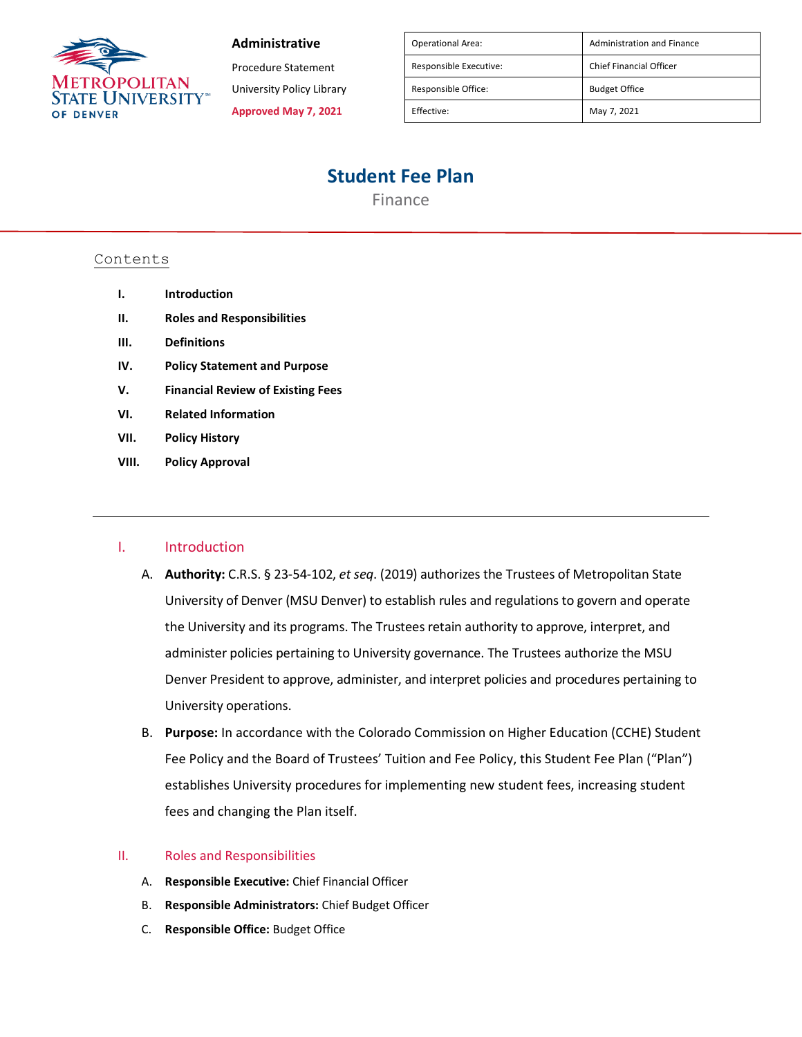Administrative

Procedure Statement

University Policy Library

Approved May 7, 2021

| Operational Area: | Administration and Finance |
| --- | --- |
| Responsible Executive: | Chief Financial Officer |
| Responsible Office: | Budget Office |
| Effective: | May 7, 2021 |

# Student Fee Plan

Finance

## Contents

- I. Introduction
- II. Roles and Responsibilities
- III. Definitions
- IV. Policy Statement and Purpose
- V. Financial Review of Existing Fees
- VI. Related Information
- VII. Policy History
- VIII. Policy Approval

---

## I. Introduction

A. **Authority:** C.R.S. § 23-54-102, *et seq*. (2019) authorizes the Trustees of Metropolitan State University of Denver (MSU Denver) to establish rules and regulations to govern and operate the University and its programs. The Trustees retain authority to approve, interpret, and administer policies pertaining to University governance. The Trustees authorize the MSU Denver President to approve, administer, and interpret policies and procedures pertaining to University operations.

B. **Purpose:** In accordance with the Colorado Commission on Higher Education (CCHE) Student Fee Policy and the Board of Trustees' Tuition and Fee Policy, this Student Fee Plan ("Plan") establishes University procedures for implementing new student fees, increasing student fees and changing the Plan itself.

## II. Roles and Responsibilities

A. **Responsible Executive:** Chief Financial Officer

B. **Responsible Administrators:** Chief Budget Officer

C. **Responsible Office:** Budget Office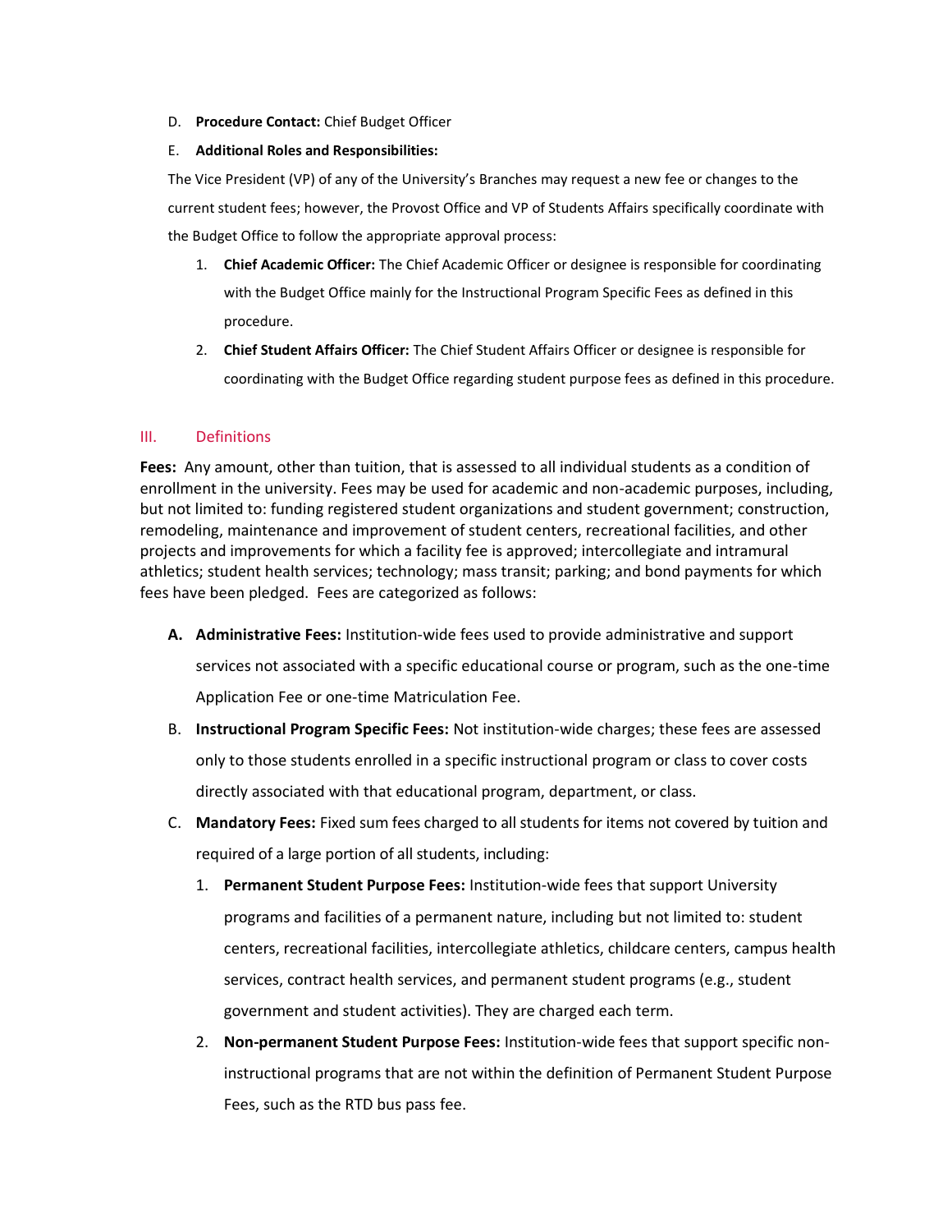D. **Procedure Contact:** Chief Budget Officer

E. **Additional Roles and Responsibilities:**

The Vice President (VP) of any of the University's Branches may request a new fee or changes to the current student fees; however, the Provost Office and VP of Students Affairs specifically coordinate with the Budget Office to follow the appropriate approval process:

1. **Chief Academic Officer:** The Chief Academic Officer or designee is responsible for coordinating with the Budget Office mainly for the Instructional Program Specific Fees as defined in this procedure.
2. **Chief Student Affairs Officer:** The Chief Student Affairs Officer or designee is responsible for coordinating with the Budget Office regarding student purpose fees as defined in this procedure.

## III. Definitions

**Fees:** Any amount, other than tuition, that is assessed to all individual students as a condition of enrollment in the university. Fees may be used for academic and non-academic purposes, including, but not limited to: funding registered student organizations and student government; construction, remodeling, maintenance and improvement of student centers, recreational facilities, and other projects and improvements for which a facility fee is approved; intercollegiate and intramural athletics; student health services; technology; mass transit; parking; and bond payments for which fees have been pledged. Fees are categorized as follows:

A. **Administrative Fees:** Institution-wide fees used to provide administrative and support services not associated with a specific educational course or program, such as the one-time Application Fee or one-time Matriculation Fee.

B. **Instructional Program Specific Fees:** Not institution-wide charges; these fees are assessed only to those students enrolled in a specific instructional program or class to cover costs directly associated with that educational program, department, or class.

C. **Mandatory Fees:** Fixed sum fees charged to all students for items not covered by tuition and required of a large portion of all students, including:

1. **Permanent Student Purpose Fees:** Institution-wide fees that support University programs and facilities of a permanent nature, including but not limited to: student centers, recreational facilities, intercollegiate athletics, childcare centers, campus health services, contract health services, and permanent student programs (e.g., student government and student activities). They are charged each term.
2. **Non-permanent Student Purpose Fees:** Institution-wide fees that support specific non-instructional programs that are not within the definition of Permanent Student Purpose Fees, such as the RTD bus pass fee.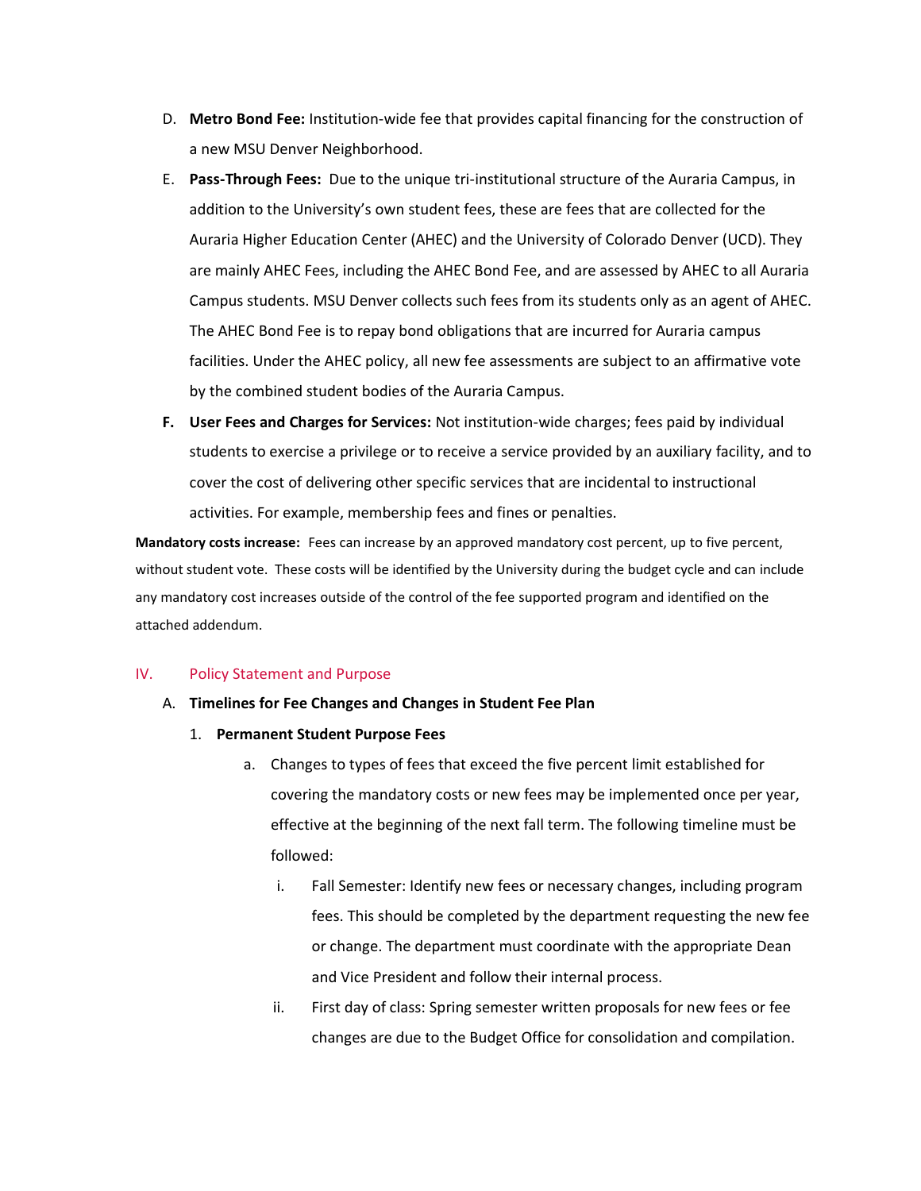D. **Metro Bond Fee:** Institution-wide fee that provides capital financing for the construction of a new MSU Denver Neighborhood.

E. **Pass-Through Fees:** Due to the unique tri-institutional structure of the Auraria Campus, in addition to the University's own student fees, these are fees that are collected for the Auraria Higher Education Center (AHEC) and the University of Colorado Denver (UCD). They are mainly AHEC Fees, including the AHEC Bond Fee, and are assessed by AHEC to all Auraria Campus students. MSU Denver collects such fees from its students only as an agent of AHEC. The AHEC Bond Fee is to repay bond obligations that are incurred for Auraria campus facilities. Under the AHEC policy, all new fee assessments are subject to an affirmative vote by the combined student bodies of the Auraria Campus.

**F. User Fees and Charges for Services:** Not institution-wide charges; fees paid by individual students to exercise a privilege or to receive a service provided by an auxiliary facility, and to cover the cost of delivering other specific services that are incidental to instructional activities. For example, membership fees and fines or penalties.

**Mandatory costs increase:** Fees can increase by an approved mandatory cost percent, up to five percent, without student vote. These costs will be identified by the University during the budget cycle and can include any mandatory cost increases outside of the control of the fee supported program and identified on the attached addendum.

## IV. Policy Statement and Purpose

A. **Timelines for Fee Changes and Changes in Student Fee Plan**

1. **Permanent Student Purpose Fees**

   a. Changes to types of fees that exceed the five percent limit established for covering the mandatory costs or new fees may be implemented once per year, effective at the beginning of the next fall term. The following timeline must be followed:

      i. Fall Semester: Identify new fees or necessary changes, including program fees. This should be completed by the department requesting the new fee or change. The department must coordinate with the appropriate Dean and Vice President and follow their internal process.

      ii. First day of class: Spring semester written proposals for new fees or fee changes are due to the Budget Office for consolidation and compilation.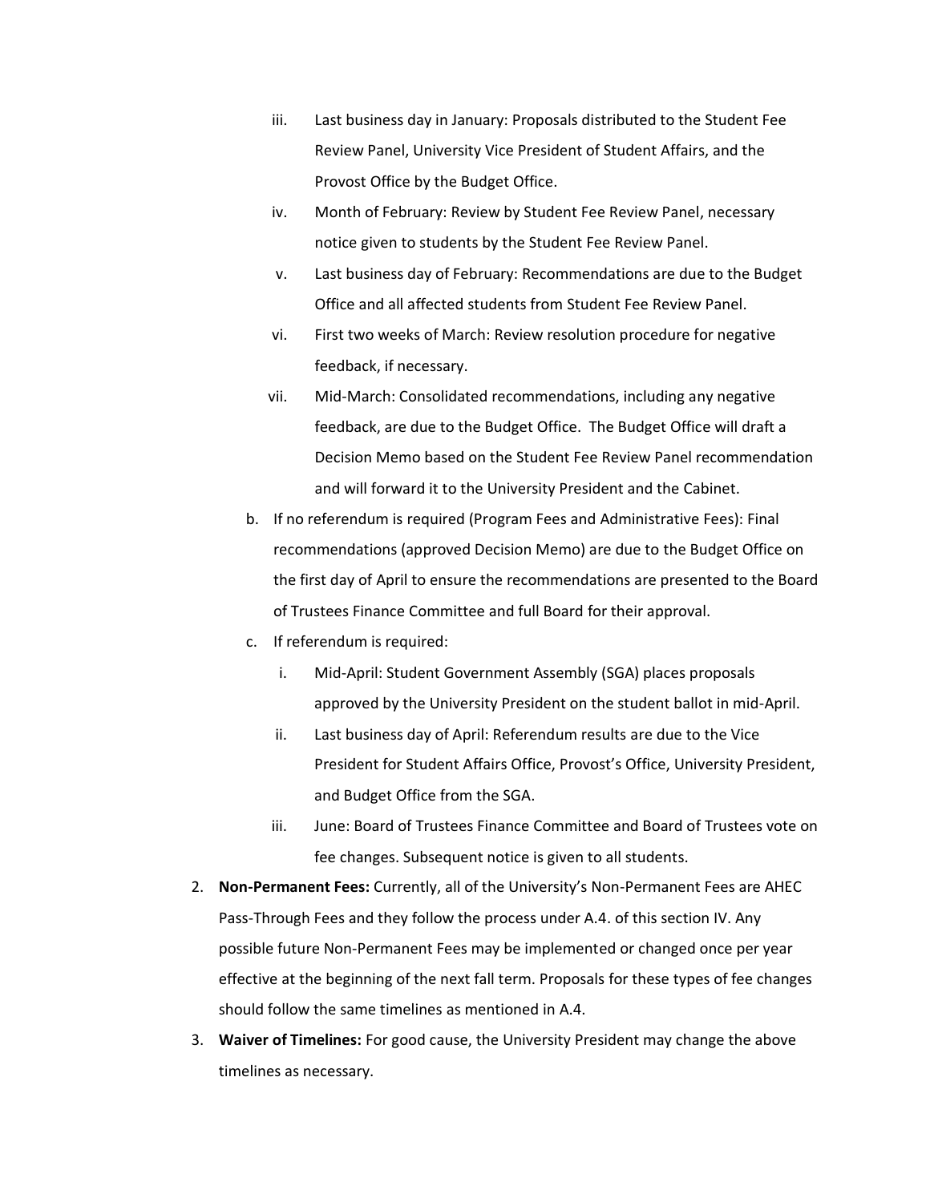iii. Last business day in January: Proposals distributed to the Student Fee Review Panel, University Vice President of Student Affairs, and the Provost Office by the Budget Office.
   iv. Month of February: Review by Student Fee Review Panel, necessary notice given to students by the Student Fee Review Panel.
   v. Last business day of February: Recommendations are due to the Budget Office and all affected students from Student Fee Review Panel.
   vi. First two weeks of March: Review resolution procedure for negative feedback, if necessary.
   vii. Mid-March: Consolidated recommendations, including any negative feedback, are due to the Budget Office. The Budget Office will draft a Decision Memo based on the Student Fee Review Panel recommendation and will forward it to the University President and the Cabinet.

b. If no referendum is required (Program Fees and Administrative Fees): Final recommendations (approved Decision Memo) are due to the Budget Office on the first day of April to ensure the recommendations are presented to the Board of Trustees Finance Committee and full Board for their approval.

c. If referendum is required:
   i. Mid-April: Student Government Assembly (SGA) places proposals approved by the University President on the student ballot in mid-April.
   ii. Last business day of April: Referendum results are due to the Vice President for Student Affairs Office, Provost's Office, University President, and Budget Office from the SGA.
   iii. June: Board of Trustees Finance Committee and Board of Trustees vote on fee changes. Subsequent notice is given to all students.

2. **Non-Permanent Fees:** Currently, all of the University's Non-Permanent Fees are AHEC Pass-Through Fees and they follow the process under A.4. of this section IV. Any possible future Non-Permanent Fees may be implemented or changed once per year effective at the beginning of the next fall term. Proposals for these types of fee changes should follow the same timelines as mentioned in A.4.

3. **Waiver of Timelines:** For good cause, the University President may change the above timelines as necessary.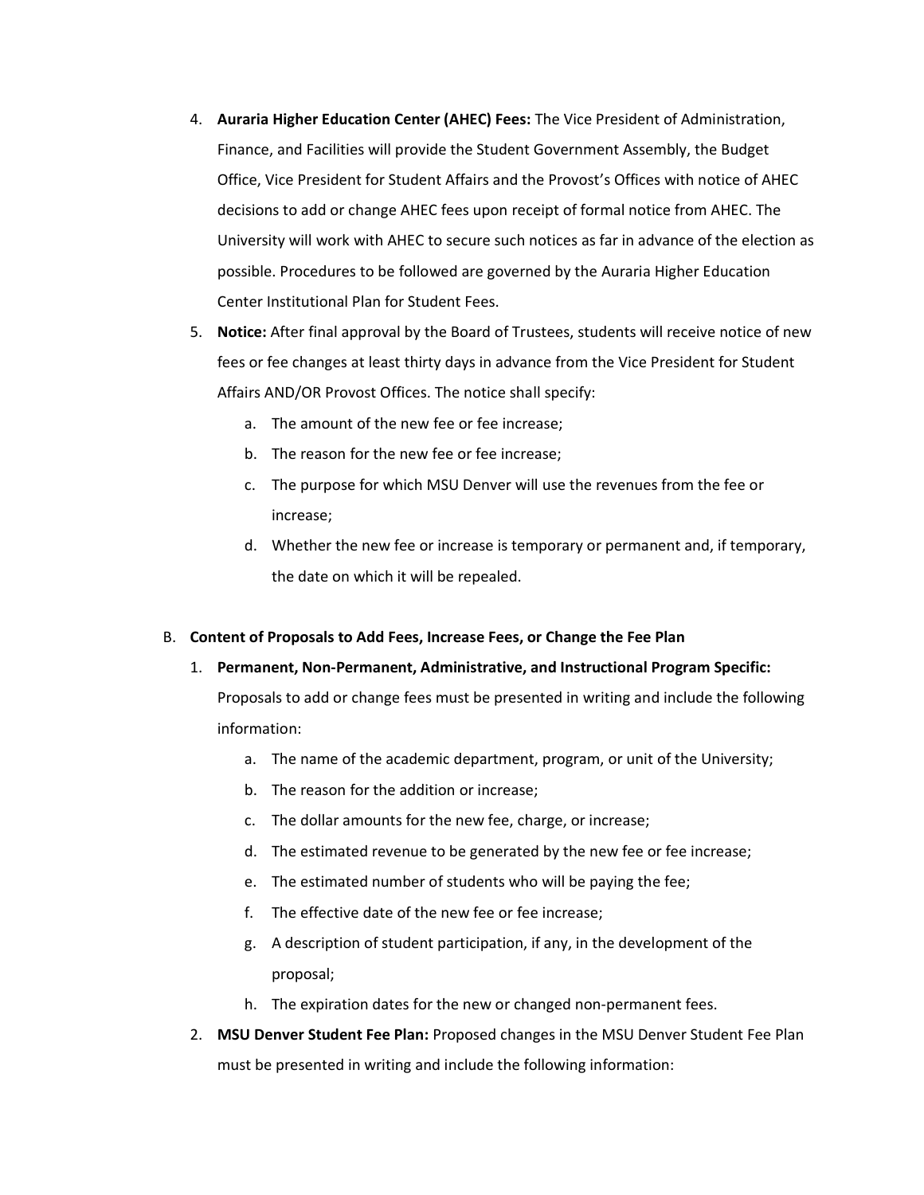4. **Auraria Higher Education Center (AHEC) Fees:** The Vice President of Administration, Finance, and Facilities will provide the Student Government Assembly, the Budget Office, Vice President for Student Affairs and the Provost's Offices with notice of AHEC decisions to add or change AHEC fees upon receipt of formal notice from AHEC. The University will work with AHEC to secure such notices as far in advance of the election as possible. Procedures to be followed are governed by the Auraria Higher Education Center Institutional Plan for Student Fees.
5. **Notice:** After final approval by the Board of Trustees, students will receive notice of new fees or fee changes at least thirty days in advance from the Vice President for Student Affairs AND/OR Provost Offices. The notice shall specify:
   a. The amount of the new fee or fee increase;
   b. The reason for the new fee or fee increase;
   c. The purpose for which MSU Denver will use the revenues from the fee or increase;
   d. Whether the new fee or increase is temporary or permanent and, if temporary, the date on which it will be repealed.

B. **Content of Proposals to Add Fees, Increase Fees, or Change the Fee Plan**

1. **Permanent, Non-Permanent, Administrative, and Instructional Program Specific:** Proposals to add or change fees must be presented in writing and include the following information:
   a. The name of the academic department, program, or unit of the University;
   b. The reason for the addition or increase;
   c. The dollar amounts for the new fee, charge, or increase;
   d. The estimated revenue to be generated by the new fee or fee increase;
   e. The estimated number of students who will be paying the fee;
   f. The effective date of the new fee or fee increase;
   g. A description of student participation, if any, in the development of the proposal;
   h. The expiration dates for the new or changed non-permanent fees.
2. **MSU Denver Student Fee Plan:** Proposed changes in the MSU Denver Student Fee Plan must be presented in writing and include the following information: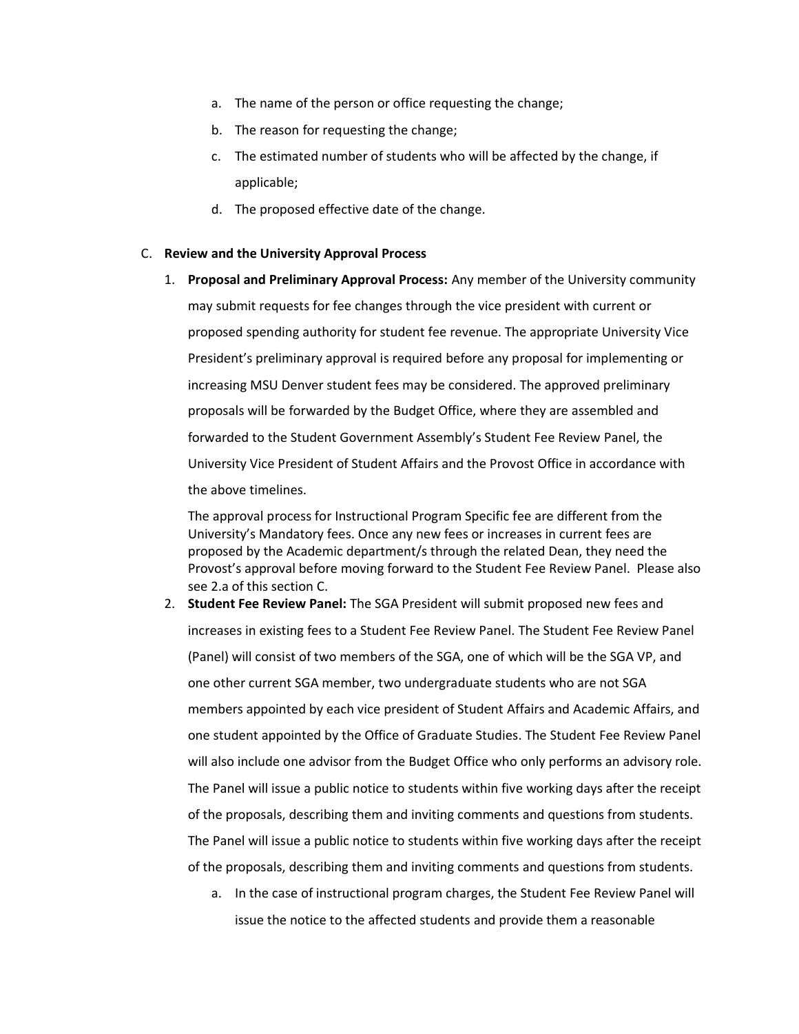a. The name of the person or office requesting the change;

b. The reason for requesting the change;

c. The estimated number of students who will be affected by the change, if applicable;

d. The proposed effective date of the change.

C. **Review and the University Approval Process**

1. **Proposal and Preliminary Approval Process:** Any member of the University community may submit requests for fee changes through the vice president with current or proposed spending authority for student fee revenue. The appropriate University Vice President's preliminary approval is required before any proposal for implementing or increasing MSU Denver student fees may be considered. The approved preliminary proposals will be forwarded by the Budget Office, where they are assembled and forwarded to the Student Government Assembly's Student Fee Review Panel, the University Vice President of Student Affairs and the Provost Office in accordance with the above timelines.

   The approval process for Instructional Program Specific fee are different from the University's Mandatory fees. Once any new fees or increases in current fees are proposed by the Academic department/s through the related Dean, they need the Provost's approval before moving forward to the Student Fee Review Panel. Please also see 2.a of this section C.

2. **Student Fee Review Panel:** The SGA President will submit proposed new fees and increases in existing fees to a Student Fee Review Panel. The Student Fee Review Panel (Panel) will consist of two members of the SGA, one of which will be the SGA VP, and one other current SGA member, two undergraduate students who are not SGA members appointed by each vice president of Student Affairs and Academic Affairs, and one student appointed by the Office of Graduate Studies. The Student Fee Review Panel will also include one advisor from the Budget Office who only performs an advisory role. The Panel will issue a public notice to students within five working days after the receipt of the proposals, describing them and inviting comments and questions from students. The Panel will issue a public notice to students within five working days after the receipt of the proposals, describing them and inviting comments and questions from students.

   a. In the case of instructional program charges, the Student Fee Review Panel will issue the notice to the affected students and provide them a reasonable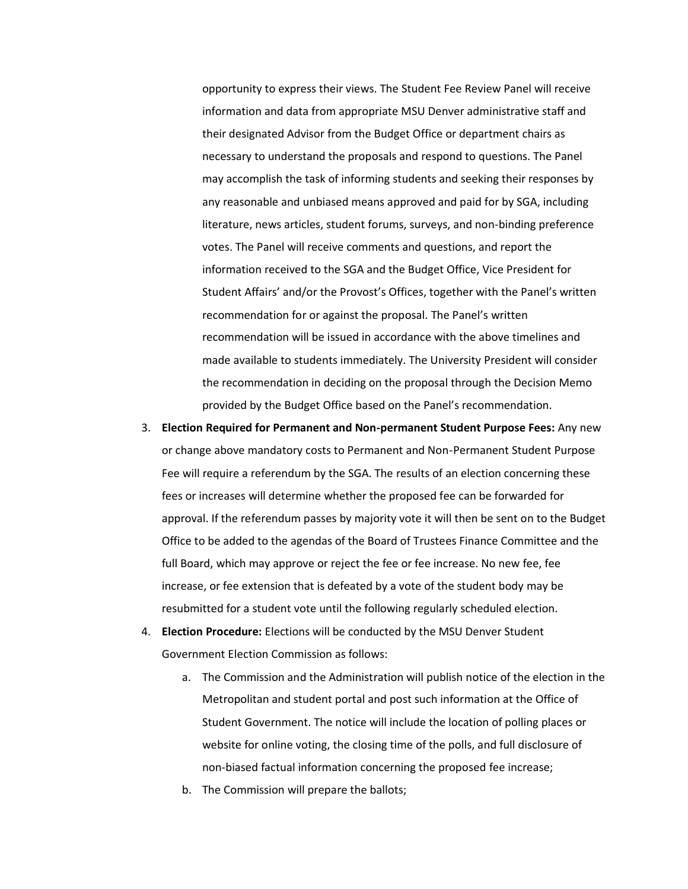opportunity to express their views. The Student Fee Review Panel will receive information and data from appropriate MSU Denver administrative staff and their designated Advisor from the Budget Office or department chairs as necessary to understand the proposals and respond to questions. The Panel may accomplish the task of informing students and seeking their responses by any reasonable and unbiased means approved and paid for by SGA, including literature, news articles, student forums, surveys, and non-binding preference votes. The Panel will receive comments and questions, and report the information received to the SGA and the Budget Office, Vice President for Student Affairs' and/or the Provost's Offices, together with the Panel's written recommendation for or against the proposal. The Panel's written recommendation will be issued in accordance with the above timelines and made available to students immediately. The University President will consider the recommendation in deciding on the proposal through the Decision Memo provided by the Budget Office based on the Panel's recommendation.

3. **Election Required for Permanent and Non-permanent Student Purpose Fees:** Any new or change above mandatory costs to Permanent and Non-Permanent Student Purpose Fee will require a referendum by the SGA. The results of an election concerning these fees or increases will determine whether the proposed fee can be forwarded for approval. If the referendum passes by majority vote it will then be sent on to the Budget Office to be added to the agendas of the Board of Trustees Finance Committee and the full Board, which may approve or reject the fee or fee increase. No new fee, fee increase, or fee extension that is defeated by a vote of the student body may be resubmitted for a student vote until the following regularly scheduled election.
4. **Election Procedure:** Elections will be conducted by the MSU Denver Student Government Election Commission as follows:
   a. The Commission and the Administration will publish notice of the election in the Metropolitan and student portal and post such information at the Office of Student Government. The notice will include the location of polling places or website for online voting, the closing time of the polls, and full disclosure of non-biased factual information concerning the proposed fee increase;
   b. The Commission will prepare the ballots;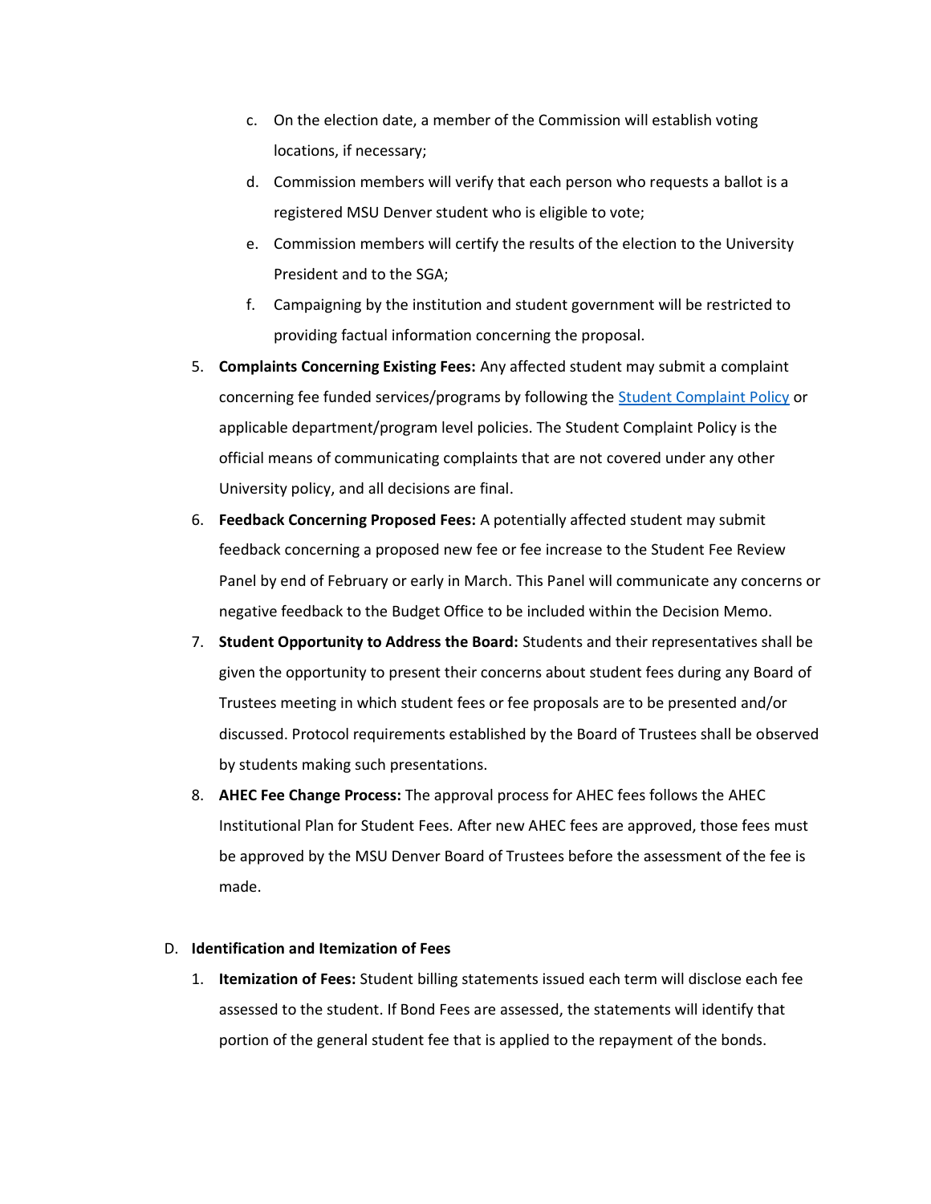c. On the election date, a member of the Commission will establish voting locations, if necessary;
   d. Commission members will verify that each person who requests a ballot is a registered MSU Denver student who is eligible to vote;
   e. Commission members will certify the results of the election to the University President and to the SGA;
   f. Campaigning by the institution and student government will be restricted to providing factual information concerning the proposal.

5. **Complaints Concerning Existing Fees:** Any affected student may submit a complaint concerning fee funded services/programs by following the [Student Complaint Policy] or applicable department/program level policies. The Student Complaint Policy is the official means of communicating complaints that are not covered under any other University policy, and all decisions are final.
6. **Feedback Concerning Proposed Fees:** A potentially affected student may submit feedback concerning a proposed new fee or fee increase to the Student Fee Review Panel by end of February or early in March. This Panel will communicate any concerns or negative feedback to the Budget Office to be included within the Decision Memo.
7. **Student Opportunity to Address the Board:** Students and their representatives shall be given the opportunity to present their concerns about student fees during any Board of Trustees meeting in which student fees or fee proposals are to be presented and/or discussed. Protocol requirements established by the Board of Trustees shall be observed by students making such presentations.
8. **AHEC Fee Change Process:** The approval process for AHEC fees follows the AHEC Institutional Plan for Student Fees. After new AHEC fees are approved, those fees must be approved by the MSU Denver Board of Trustees before the assessment of the fee is made.

D. **Identification and Itemization of Fees**

1. **Itemization of Fees:** Student billing statements issued each term will disclose each fee assessed to the student. If Bond Fees are assessed, the statements will identify that portion of the general student fee that is applied to the repayment of the bonds.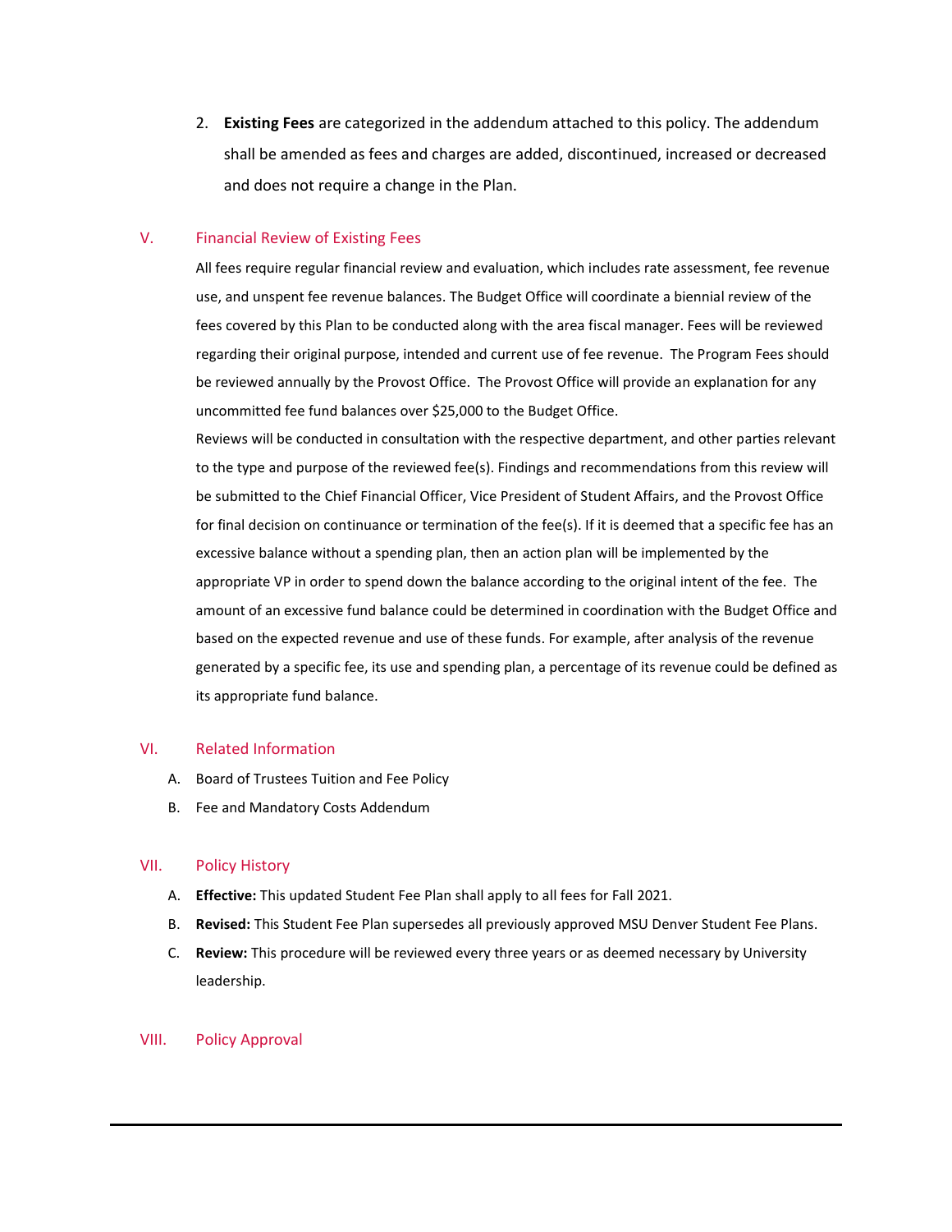2. **Existing Fees** are categorized in the addendum attached to this policy. The addendum shall be amended as fees and charges are added, discontinued, increased or decreased and does not require a change in the Plan.

## V. Financial Review of Existing Fees

All fees require regular financial review and evaluation, which includes rate assessment, fee revenue use, and unspent fee revenue balances. The Budget Office will coordinate a biennial review of the fees covered by this Plan to be conducted along with the area fiscal manager. Fees will be reviewed regarding their original purpose, intended and current use of fee revenue. The Program Fees should be reviewed annually by the Provost Office. The Provost Office will provide an explanation for any uncommitted fee fund balances over $25,000 to the Budget Office.

Reviews will be conducted in consultation with the respective department, and other parties relevant to the type and purpose of the reviewed fee(s). Findings and recommendations from this review will be submitted to the Chief Financial Officer, Vice President of Student Affairs, and the Provost Office for final decision on continuance or termination of the fee(s). If it is deemed that a specific fee has an excessive balance without a spending plan, then an action plan will be implemented by the appropriate VP in order to spend down the balance according to the original intent of the fee. The amount of an excessive fund balance could be determined in coordination with the Budget Office and based on the expected revenue and use of these funds. For example, after analysis of the revenue generated by a specific fee, its use and spending plan, a percentage of its revenue could be defined as its appropriate fund balance.

## VI. Related Information

A. Board of Trustees Tuition and Fee Policy

B. Fee and Mandatory Costs Addendum

## VII. Policy History

A. **Effective:** This updated Student Fee Plan shall apply to all fees for Fall 2021.

B. **Revised:** This Student Fee Plan supersedes all previously approved MSU Denver Student Fee Plans.

C. **Review:** This procedure will be reviewed every three years or as deemed necessary by University leadership.

## VIII. Policy Approval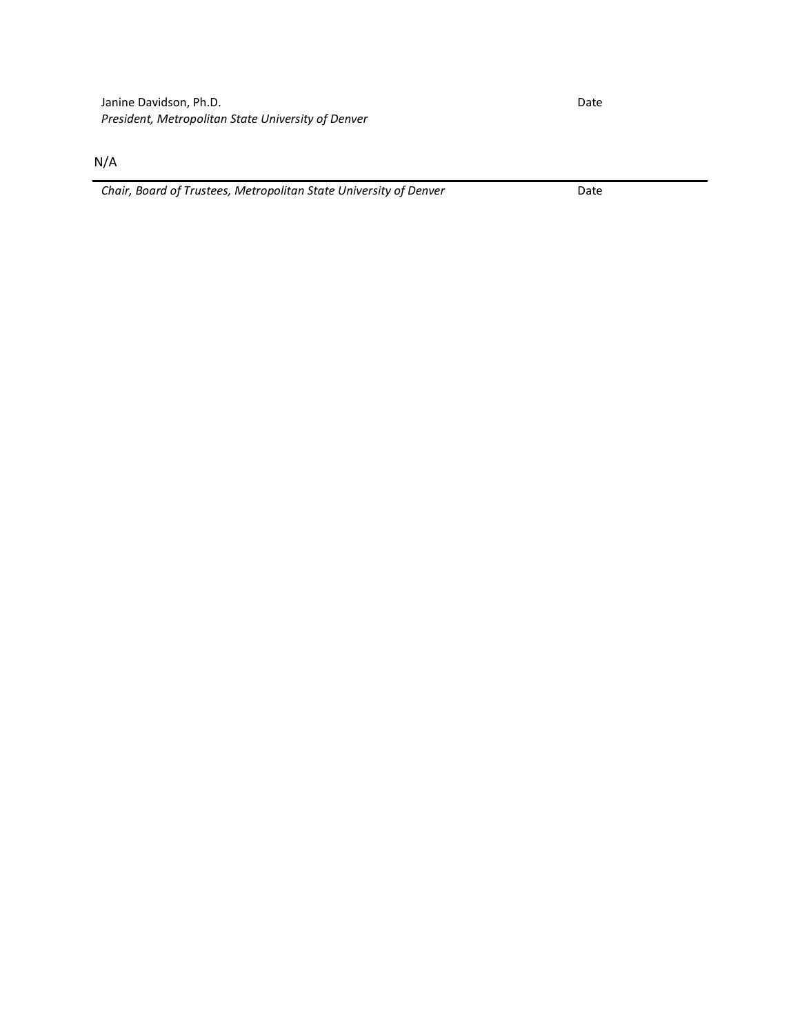Janine Davidson, Ph.D. Date
*President, Metropolitan State University of Denver*

N/A

---

*Chair, Board of Trustees, Metropolitan State University of Denver* Date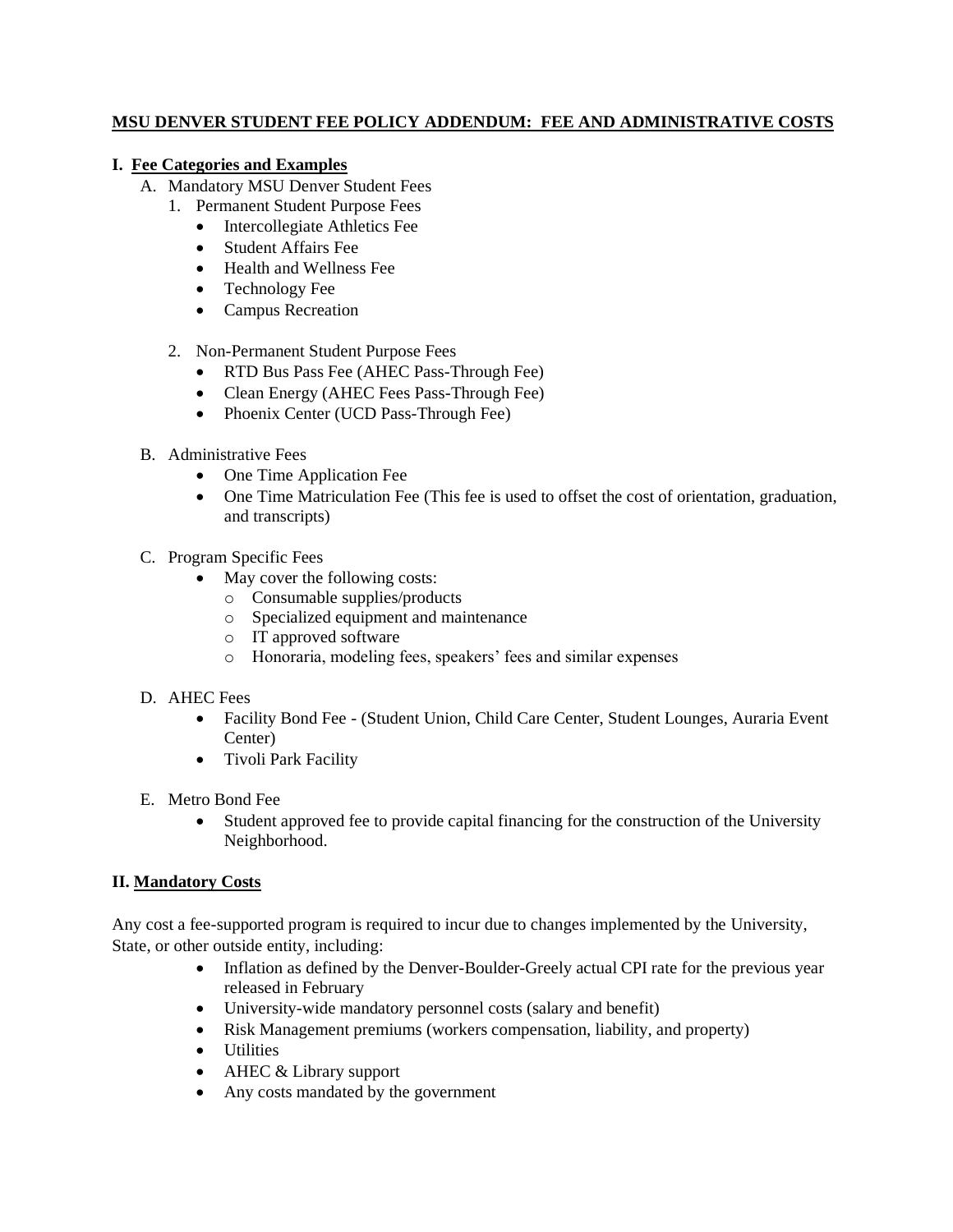## MSU DENVER STUDENT FEE POLICY ADDENDUM: FEE AND ADMINISTRATIVE COSTS

### I. Fee Categories and Examples

A. Mandatory MSU Denver Student Fees

1. Permanent Student Purpose Fees
   - Intercollegiate Athletics Fee
   - Student Affairs Fee
   - Health and Wellness Fee
   - Technology Fee
   - Campus Recreation

2. Non-Permanent Student Purpose Fees
   - RTD Bus Pass Fee (AHEC Pass-Through Fee)
   - Clean Energy (AHEC Fees Pass-Through Fee)
   - Phoenix Center (UCD Pass-Through Fee)

B. Administrative Fees

- One Time Application Fee
- One Time Matriculation Fee (This fee is used to offset the cost of orientation, graduation, and transcripts)

C. Program Specific Fees

- May cover the following costs:
  - Consumable supplies/products
  - Specialized equipment and maintenance
  - IT approved software
  - Honoraria, modeling fees, speakers' fees and similar expenses

D. AHEC Fees

- Facility Bond Fee - (Student Union, Child Care Center, Student Lounges, Auraria Event Center)
- Tivoli Park Facility

E. Metro Bond Fee

- Student approved fee to provide capital financing for the construction of the University Neighborhood.

### II. Mandatory Costs

Any cost a fee-supported program is required to incur due to changes implemented by the University, State, or other outside entity, including:

- Inflation as defined by the Denver-Boulder-Greely actual CPI rate for the previous year released in February
- University-wide mandatory personnel costs (salary and benefit)
- Risk Management premiums (workers compensation, liability, and property)
- Utilities
- AHEC & Library support
- Any costs mandated by the government